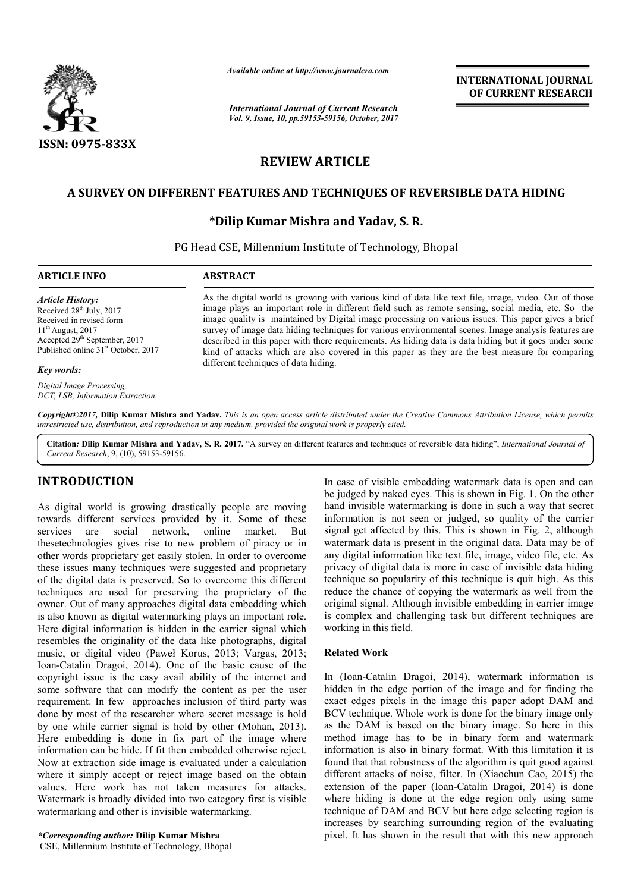# REVIEW ARTICLE

## A SURVEY ON DIFFERENT FEATURES AND TECHNIQUES OF REVERSIBLE DATA HIDING

**\*Dilip Kumar Mishra and Yadav, S. R.**

PG Head CSE, Millennium Institute of Technology, Bhopal

**ARTICLE INFO**

*Article History:*

Received 28th July, 2017
Received in revised form
11th August, 2017
Accepted 29th September, 2017
Published online 31st October, 2017

*Key words:*

*Digital Image Processing, DCT, LSB, Information Extraction.*

**ABSTRACT**

As the digital world is growing with various kind of data like text file, image, video. Out of those image plays an important role in different field such as remote sensing, social media, etc. So the image quality is maintained by Digital image processing on various issues. This paper gives a brief survey of image data hiding techniques for various environmental scenes. Image analysis features are described in this paper with there requirements. As hiding data is data hiding but it goes under some kind of attacks which are also covered in this paper as they are the best measure for comparing different techniques of data hiding.

***Copyright©2017,*** **Dilip Kumar Mishra and Yadav.** *This is an open access article distributed under the Creative Commons Attribution License, which permits unrestricted use, distribution, and reproduction in any medium, provided the original work is properly cited.*

**Citation*: Dilip Kumar Mishra and Yadav, S. R. 2017.*** "A survey on different features and techniques of reversible data hiding", *International Journal of Current Research*, 9, (10), 59153-59156.

## INTRODUCTION

As digital world is growing drastically people are moving towards different services provided by it. Some of these services are social network, online market. But thesetechnologies gives rise to new problem of piracy or in other words proprietary get easily stolen. In order to overcome these issues many techniques were suggested and proprietary of the digital data is preserved. So to overcome this different techniques are used for preserving the proprietary of the owner. Out of many approaches digital data embedding which is also known as digital watermarking plays an important role. Here digital information is hidden in the carrier signal which resembles the originality of the data like photographs, digital music, or digital video (Paweł Korus, 2013; Vargas, 2013; Ioan-Catalin Dragoi, 2014). One of the basic cause of the copyright issue is the easy avail ability of the internet and some software that can modify the content as per the user requirement. In few approaches inclusion of third party was done by most of the researcher where secret message is hold by one while carrier signal is hold by other (Mohan, 2013). Here embedding is done in fix part of the image where information can be hide. If fit then embedded otherwise reject. Now at extraction side image is evaluated under a calculation where it simply accept or reject image based on the obtain values. Here work has not taken measures for attacks. Watermark is broadly divided into two category first is visible watermarking and other is invisible watermarking.

In case of visible embedding watermark data is open and can be judged by naked eyes. This is shown in Fig. 1. On the other hand invisible watermarking is done in such a way that secret information is not seen or judged, so quality of the carrier signal get affected by this. This is shown in Fig. 2, although watermark data is present in the original data. Data may be of any digital information like text file, image, video file, etc. As privacy of digital data is more in case of invisible data hiding technique so popularity of this technique is quit high. As this reduce the chance of copying the watermark as well from the original signal. Although invisible embedding in carrier image is complex and challenging task but different techniques are working in this field.

### Related Work

In (Ioan-Catalin Dragoi, 2014), watermark information is hidden in the edge portion of the image and for finding the exact edges pixels in the image this paper adopt DAM and BCV technique. Whole work is done for the binary image only as the DAM is based on the binary image. So here in this method image has to be in binary form and watermark information is also in binary format. With this limitation it is found that that robustness of the algorithm is quit good against different attacks of noise, filter. In (Xiaochun Cao, 2015) the extension of the paper (Ioan-Catalin Dragoi, 2014) is done where hiding is done at the edge region only using same technique of DAM and BCV but here edge selecting region is increases by searching surrounding region of the evaluating pixel. It has shown in the result that with this new approach

*\*Corresponding author:* **Dilip Kumar Mishra**
CSE, Millennium Institute of Technology, Bhopal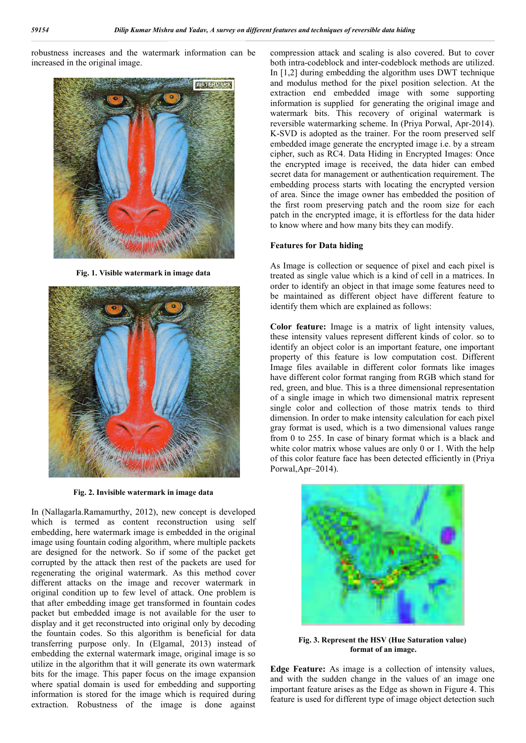robustness increases and the watermark information can be increased in the original image.

Fig. 1. Visible watermark in image data

Fig. 2. Invisible watermark in image data

In (Nallagarla.Ramamurthy, 2012), new concept is developed which is termed as content reconstruction using self embedding, here watermark image is embedded in the original image using fountain coding algorithm, where multiple packets are designed for the network. So if some of the packet get corrupted by the attack then rest of the packets are used for regenerating the original watermark. As this method cover different attacks on the image and recover watermark in original condition up to few level of attack. One problem is that after embedding image get transformed in fountain codes packet but embedded image is not available for the user to display and it get reconstructed into original only by decoding the fountain codes. So this algorithm is beneficial for data transferring purpose only. In (Elgamal, 2013) instead of embedding the external watermark image, original image is so utilize in the algorithm that it will generate its own watermark bits for the image. This paper focus on the image expansion where spatial domain is used for embedding and supporting information is stored for the image which is required during extraction. Robustness of the image is done against compression attack and scaling is also covered. But to cover both intra-codeblock and inter-codeblock methods are utilized. In [1,2] during embedding the algorithm uses DWT technique and modulus method for the pixel position selection. At the extraction end embedded image with some supporting information is supplied for generating the original image and watermark bits. This recovery of original watermark is reversible watermarking scheme. In (Priya Porwal, Apr-2014). K-SVD is adopted as the trainer. For the room preserved self embedded image generate the encrypted image i.e. by a stream cipher, such as RC4. Data Hiding in Encrypted Images: Once the encrypted image is received, the data hider can embed secret data for management or authentication requirement. The embedding process starts with locating the encrypted version of area. Since the image owner has embedded the position of the first room preserving patch and the room size for each patch in the encrypted image, it is effortless for the data hider to know where and how many bits they can modify.

**Features for Data hiding**

As Image is collection or sequence of pixel and each pixel is treated as single value which is a kind of cell in a matrices. In order to identify an object in that image some features need to be maintained as different object have different feature to identify them which are explained as follows:

**Color feature:** Image is a matrix of light intensity values, these intensity values represent different kinds of color. so to identify an object color is an important feature, one important property of this feature is low computation cost. Different Image files available in different color formats like images have different color format ranging from RGB which stand for red, green, and blue. This is a three dimensional representation of a single image in which two dimensional matrix represent single color and collection of those matrix tends to third dimension. In order to make intensity calculation for each pixel gray format is used, which is a two dimensional values range from 0 to 255. In case of binary format which is a black and white color matrix whose values are only 0 or 1. With the help of this color feature face has been detected efficiently in (Priya Porwal,Apr–2014).

Fig. 3. Represent the HSV (Hue Saturation value) format of an image.

**Edge Feature:** As image is a collection of intensity values, and with the sudden change in the values of an image one important feature arises as the Edge as shown in Figure 4. This feature is used for different type of image object detection such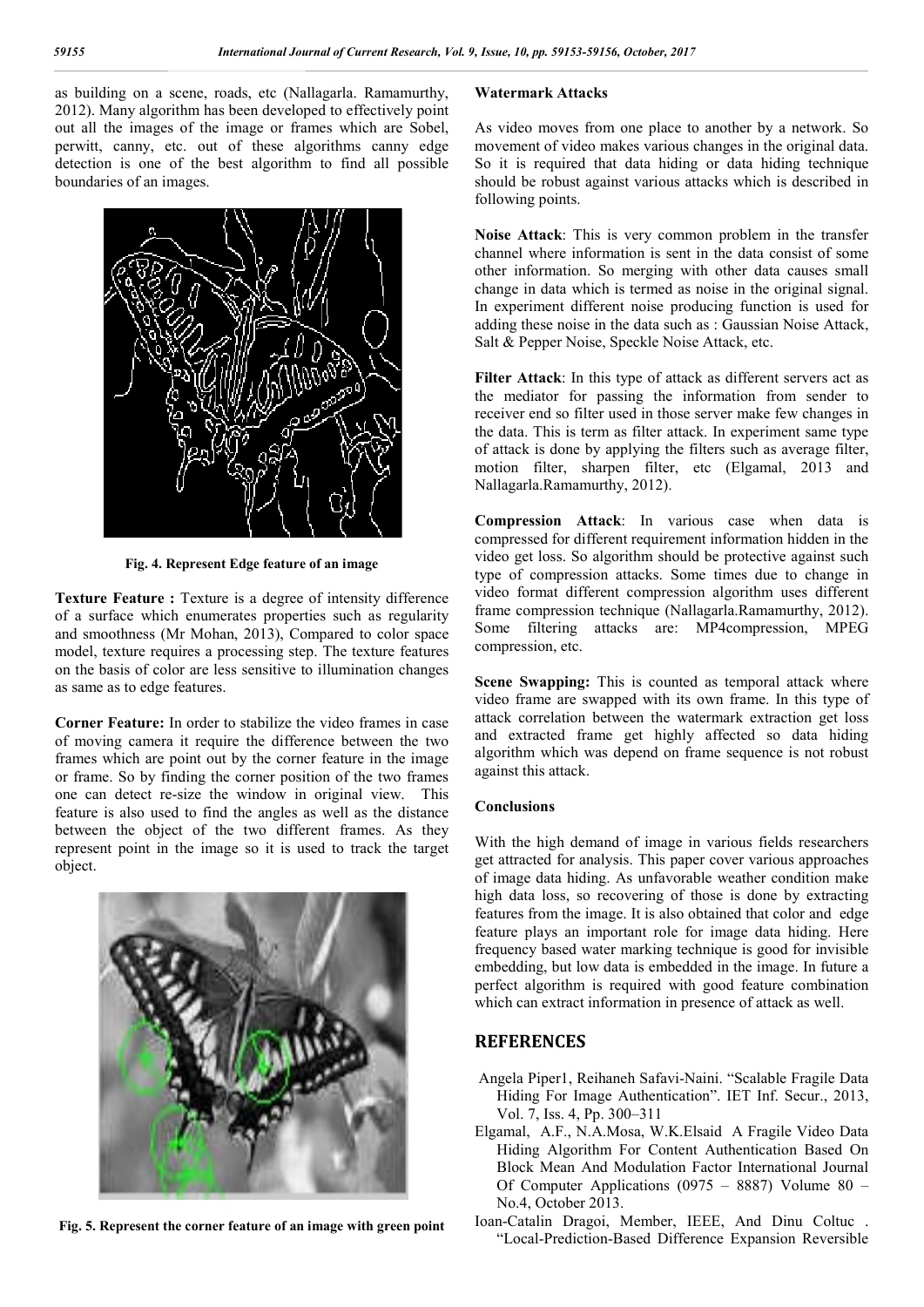as building on a scene, roads, etc (Nallagarla. Ramamurthy, 2012). Many algorithm has been developed to effectively point out all the images of the image or frames which are Sobel, perwitt, canny, etc. out of these algorithms canny edge detection is one of the best algorithm to find all possible boundaries of an images.

**Fig. 4. Represent Edge feature of an image**

**Texture Feature :** Texture is a degree of intensity difference of a surface which enumerates properties such as regularity and smoothness (Mr Mohan, 2013), Compared to color space model, texture requires a processing step. The texture features on the basis of color are less sensitive to illumination changes as same as to edge features.

**Corner Feature:** In order to stabilize the video frames in case of moving camera it require the difference between the two frames which are point out by the corner feature in the image or frame. So by finding the corner position of the two frames one can detect re-size the window in original view. This feature is also used to find the angles as well as the distance between the object of the two different frames. As they represent point in the image so it is used to track the target object.

**Fig. 5. Represent the corner feature of an image with green point**

## Watermark Attacks

As video moves from one place to another by a network. So movement of video makes various changes in the original data. So it is required that data hiding or data hiding technique should be robust against various attacks which is described in following points.

**Noise Attack**: This is very common problem in the transfer channel where information is sent in the data consist of some other information. So merging with other data causes small change in data which is termed as noise in the original signal. In experiment different noise producing function is used for adding these noise in the data such as : Gaussian Noise Attack, Salt & Pepper Noise, Speckle Noise Attack, etc.

**Filter Attack**: In this type of attack as different servers act as the mediator for passing the information from sender to receiver end so filter used in those server make few changes in the data. This is term as filter attack. In experiment same type of attack is done by applying the filters such as average filter, motion filter, sharpen filter, etc (Elgamal, 2013 and Nallagarla.Ramamurthy, 2012).

**Compression Attack**: In various case when data is compressed for different requirement information hidden in the video get loss. So algorithm should be protective against such type of compression attacks. Some times due to change in video format different compression algorithm uses different frame compression technique (Nallagarla.Ramamurthy, 2012). Some filtering attacks are: MP4compression, MPEG compression, etc.

**Scene Swapping:** This is counted as temporal attack where video frame are swapped with its own frame. In this type of attack correlation between the watermark extraction get loss and extracted frame get highly affected so data hiding algorithm which was depend on frame sequence is not robust against this attack.

## Conclusions

With the high demand of image in various fields researchers get attracted for analysis. This paper cover various approaches of image data hiding. As unfavorable weather condition make high data loss, so recovering of those is done by extracting features from the image. It is also obtained that color and edge feature plays an important role for image data hiding. Here frequency based water marking technique is good for invisible embedding, but low data is embedded in the image. In future a perfect algorithm is required with good feature combination which can extract information in presence of attack as well.

## REFERENCES

Angela Piper1, Reihaneh Safavi-Naini. "Scalable Fragile Data Hiding For Image Authentication". IET Inf. Secur., 2013, Vol. 7, Iss. 4, Pp. 300–311

Elgamal, A.F., N.A.Mosa, W.K.Elsaid A Fragile Video Data Hiding Algorithm For Content Authentication Based On Block Mean And Modulation Factor International Journal Of Computer Applications (0975 – 8887) Volume 80 – No.4, October 2013.

Ioan-Catalin Dragoi, Member, IEEE, And Dinu Coltuc . "Local-Prediction-Based Difference Expansion Reversible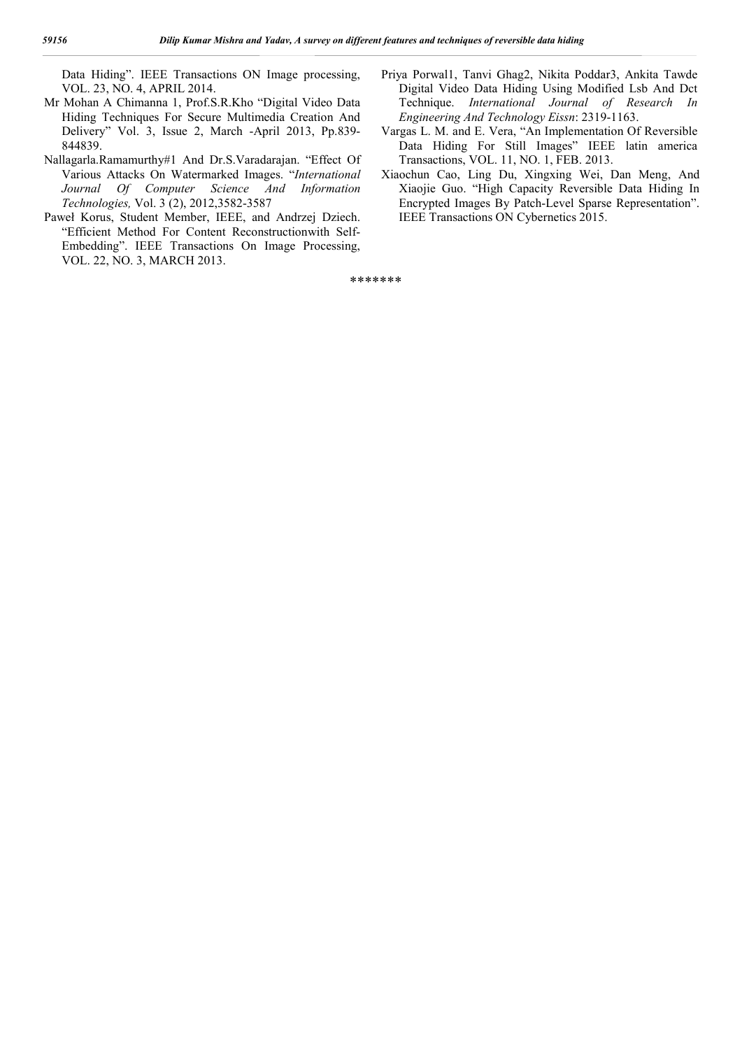Data Hiding". IEEE Transactions ON Image processing, VOL. 23, NO. 4, APRIL 2014.

Mr Mohan A Chimanna 1, Prof.S.R.Kho "Digital Video Data Hiding Techniques For Secure Multimedia Creation And Delivery" Vol. 3, Issue 2, March -April 2013, Pp.839-844839.

Nallagarla.Ramamurthy#1 And Dr.S.Varadarajan. "Effect Of Various Attacks On Watermarked Images. "*International Journal Of Computer Science And Information Technologies,* Vol. 3 (2), 2012,3582-3587

Paweł Korus, Student Member, IEEE, and Andrzej Dziech. "Efficient Method For Content Reconstructionwith Self-Embedding". IEEE Transactions On Image Processing, VOL. 22, NO. 3, MARCH 2013.

Priya Porwal1, Tanvi Ghag2, Nikita Poddar3, Ankita Tawde Digital Video Data Hiding Using Modified Lsb And Dct Technique. *International Journal of Research In Engineering And Technology Eissn*: 2319-1163.

Vargas L. M. and E. Vera, "An Implementation Of Reversible Data Hiding For Still Images" IEEE latin america Transactions, VOL. 11, NO. 1, FEB. 2013.

Xiaochun Cao, Ling Du, Xingxing Wei, Dan Meng, And Xiaojie Guo. "High Capacity Reversible Data Hiding In Encrypted Images By Patch-Level Sparse Representation". IEEE Transactions ON Cybernetics 2015.

*******